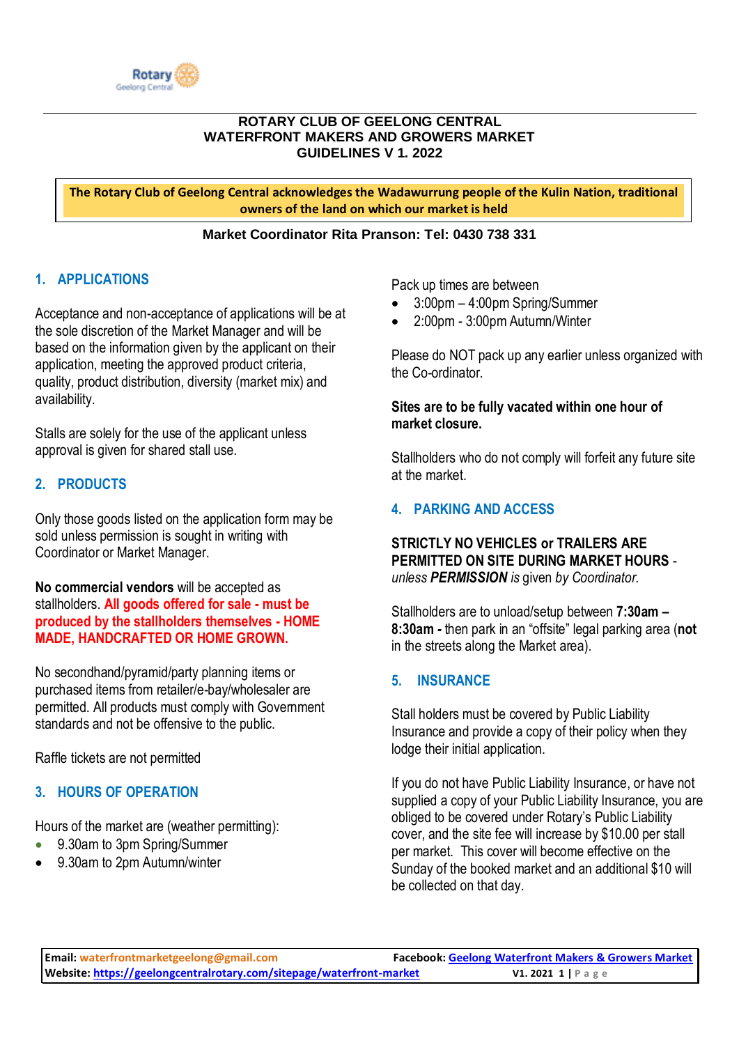# ROTARY CLUB OF GEELONG CENTRAL
# WATERFRONT MAKERS AND GROWERS MARKET
# GUIDELINES V 1. 2022

**The Rotary Club of Geelong Central acknowledges the Wadawurrung people of the Kulin Nation, traditional owners of the land on which our market is held**

**Market Coordinator Rita Pranson: Tel: 0430 738 331**

## 1. APPLICATIONS

Acceptance and non-acceptance of applications will be at the sole discretion of the Market Manager and will be based on the information given by the applicant on their application, meeting the approved product criteria, quality, product distribution, diversity (market mix) and availability.

Stalls are solely for the use of the applicant unless approval is given for shared stall use.

## 2. PRODUCTS

Only those goods listed on the application form may be sold unless permission is sought in writing with Coordinator or Market Manager.

**No commercial vendors** will be accepted as stallholders. **All goods offered for sale - must be produced by the stallholders themselves - HOME MADE, HANDCRAFTED OR HOME GROWN.**

No secondhand/pyramid/party planning items or purchased items from retailer/e-bay/wholesaler are permitted. All products must comply with Government standards and not be offensive to the public.

Raffle tickets are not permitted

## 3. HOURS OF OPERATION

Hours of the market are (weather permitting):

- 9.30am to 3pm Spring/Summer
- 9.30am to 2pm Autumn/winter

Pack up times are between

- 3:00pm – 4:00pm Spring/Summer
- 2:00pm - 3:00pm Autumn/Winter

Please do NOT pack up any earlier unless organized with the Co-ordinator.

**Sites are to be fully vacated within one hour of market closure.**

Stallholders who do not comply will forfeit any future site at the market.

## 4. PARKING AND ACCESS

**STRICTLY NO VEHICLES or TRAILERS ARE PERMITTED ON SITE DURING MARKET HOURS** - *unless* ***PERMISSION*** *is given by Coordinator.*

Stallholders are to unload/setup between **7:30am – 8:30am -** then park in an "offsite" legal parking area (**not** in the streets along the Market area).

## 5. INSURANCE

Stall holders must be covered by Public Liability Insurance and provide a copy of their policy when they lodge their initial application.

If you do not have Public Liability Insurance, or have not supplied a copy of your Public Liability Insurance, you are obliged to be covered under Rotary's Public Liability cover, and the site fee will increase by $10.00 per stall per market. This cover will become effective on the Sunday of the booked market and an additional $10 will be collected on that day.

**Email:** waterfrontmarketgeelong@gmail.com  **Facebook:** Geelong Waterfront Makers & Growers Market
**Website:** https://geelongcentralrotary.com/sitepage/waterfront-market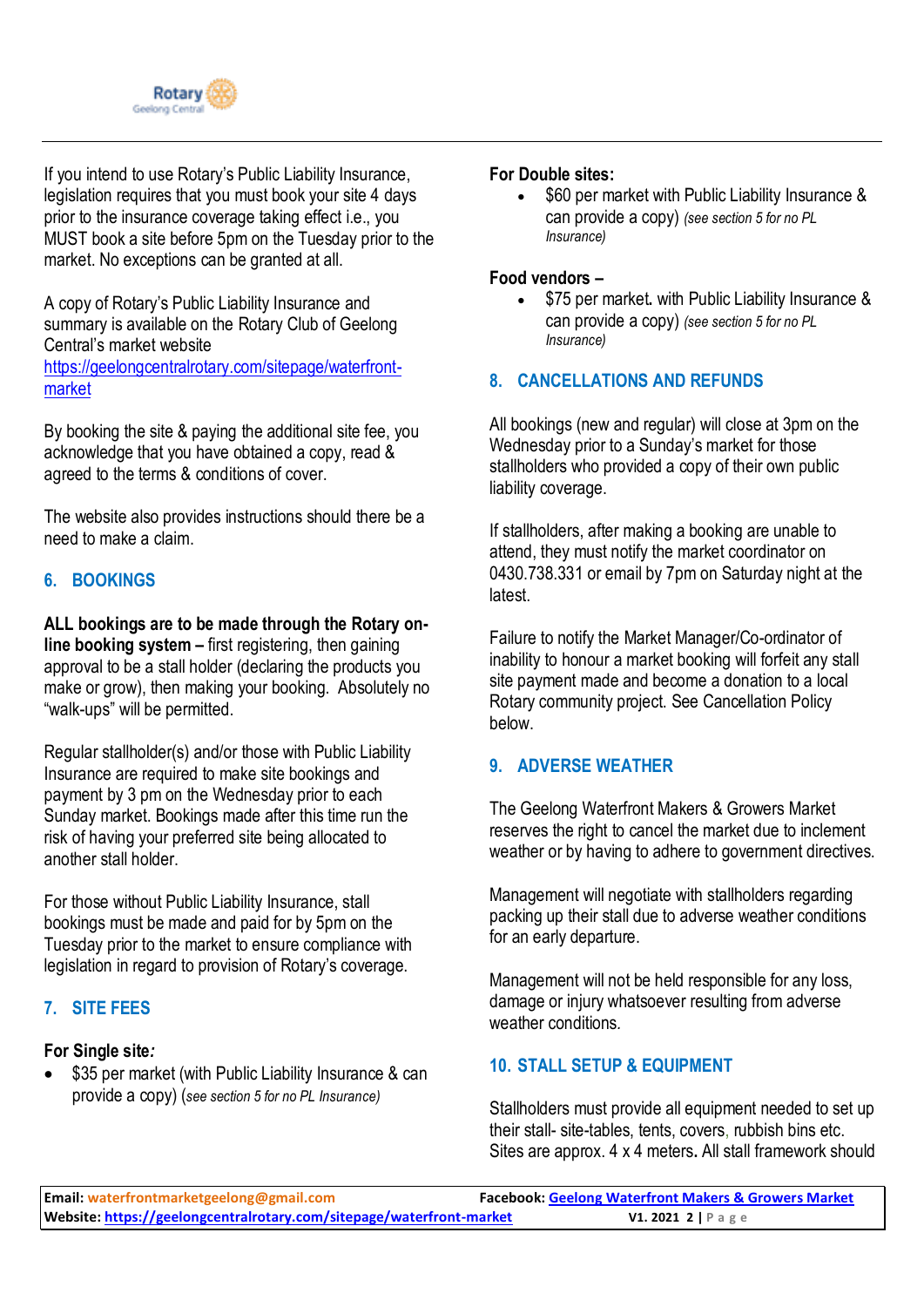If you intend to use Rotary's Public Liability Insurance, legislation requires that you must book your site 4 days prior to the insurance coverage taking effect i.e., you MUST book a site before 5pm on the Tuesday prior to the market. No exceptions can be granted at all.

A copy of Rotary's Public Liability Insurance and summary is available on the Rotary Club of Geelong Central's market website https://geelongcentralrotary.com/sitepage/waterfront-market

By booking the site & paying the additional site fee, you acknowledge that you have obtained a copy, read & agreed to the terms & conditions of cover.

The website also provides instructions should there be a need to make a claim.

## 6. BOOKINGS

**ALL bookings are to be made through the Rotary on-line booking system –** first registering, then gaining approval to be a stall holder (declaring the products you make or grow), then making your booking. Absolutely no "walk-ups" will be permitted.

Regular stallholder(s) and/or those with Public Liability Insurance are required to make site bookings and payment by 3 pm on the Wednesday prior to each Sunday market. Bookings made after this time run the risk of having your preferred site being allocated to another stall holder.

For those without Public Liability Insurance, stall bookings must be made and paid for by 5pm on the Tuesday prior to the market to ensure compliance with legislation in regard to provision of Rotary's coverage.

## 7. SITE FEES

**For Single site*:***

- $35 per market (with Public Liability Insurance & can provide a copy) (*see section 5 for no PL Insurance*)

**For Double sites:**

- $60 per market with Public Liability Insurance & can provide a copy) *(see section 5 for no PL Insurance)*

**Food vendors –**

- $75 per market. with Public Liability Insurance & can provide a copy) *(see section 5 for no PL Insurance)*

## 8. CANCELLATIONS AND REFUNDS

All bookings (new and regular) will close at 3pm on the Wednesday prior to a Sunday's market for those stallholders who provided a copy of their own public liability coverage.

If stallholders, after making a booking are unable to attend, they must notify the market coordinator on 0430.738.331 or email by 7pm on Saturday night at the latest.

Failure to notify the Market Manager/Co-ordinator of inability to honour a market booking will forfeit any stall site payment made and become a donation to a local Rotary community project. See Cancellation Policy below.

## 9. ADVERSE WEATHER

The Geelong Waterfront Makers & Growers Market reserves the right to cancel the market due to inclement weather or by having to adhere to government directives.

Management will negotiate with stallholders regarding packing up their stall due to adverse weather conditions for an early departure.

Management will not be held responsible for any loss, damage or injury whatsoever resulting from adverse weather conditions.

## 10. STALL SETUP & EQUIPMENT

Stallholders must provide all equipment needed to set up their stall- site-tables, tents, covers, rubbish bins etc. Sites are approx. 4 x 4 meters**.** All stall framework should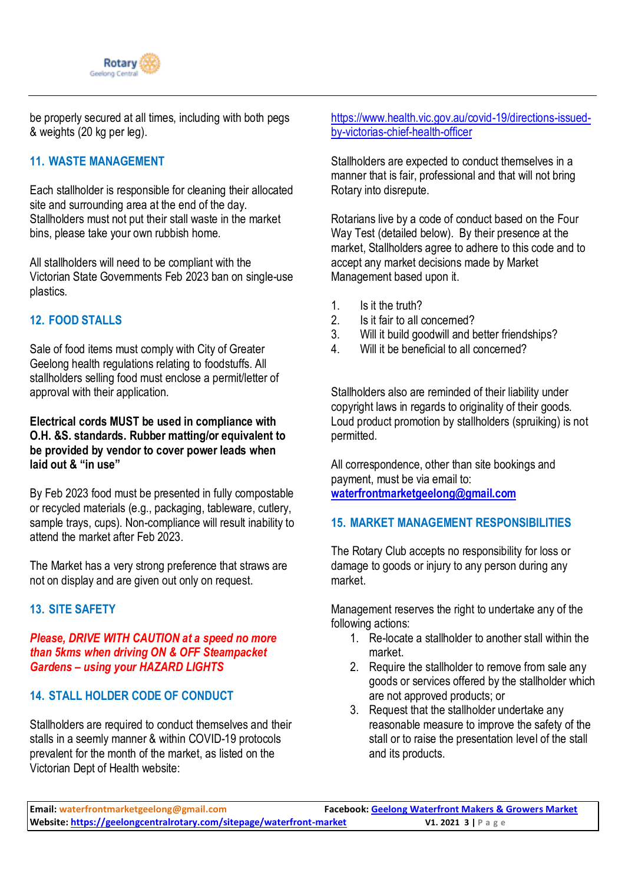be properly secured at all times, including with both pegs & weights (20 kg per leg).

## 11. WASTE MANAGEMENT

Each stallholder is responsible for cleaning their allocated site and surrounding area at the end of the day. Stallholders must not put their stall waste in the market bins, please take your own rubbish home.

All stallholders will need to be compliant with the Victorian State Governments Feb 2023 ban on single-use plastics.

## 12. FOOD STALLS

Sale of food items must comply with City of Greater Geelong health regulations relating to foodstuffs. All stallholders selling food must enclose a permit/letter of approval with their application.

**Electrical cords MUST be used in compliance with O.H. &S. standards. Rubber matting/or equivalent to be provided by vendor to cover power leads when laid out & "in use"**

By Feb 2023 food must be presented in fully compostable or recycled materials (e.g., packaging, tableware, cutlery, sample trays, cups). Non-compliance will result inability to attend the market after Feb 2023.

The Market has a very strong preference that straws are not on display and are given out only on request.

## 13. SITE SAFETY

***Please, DRIVE WITH CAUTION at a speed no more than 5kms when driving ON & OFF Steampacket Gardens – using your HAZARD LIGHTS***

## 14. STALL HOLDER CODE OF CONDUCT

Stallholders are required to conduct themselves and their stalls in a seemly manner & within COVID-19 protocols prevalent for the month of the market, as listed on the Victorian Dept of Health website: https://www.health.vic.gov.au/covid-19/directions-issued-by-victorias-chief-health-officer

Stallholders are expected to conduct themselves in a manner that is fair, professional and that will not bring Rotary into disrepute.

Rotarians live by a code of conduct based on the Four Way Test (detailed below). By their presence at the market, Stallholders agree to adhere to this code and to accept any market decisions made by Market Management based upon it.

1. Is it the truth?
2. Is it fair to all concerned?
3. Will it build goodwill and better friendships?
4. Will it be beneficial to all concerned?

Stallholders also are reminded of their liability under copyright laws in regards to originality of their goods. Loud product promotion by stallholders (spruiking) is not permitted.

All correspondence, other than site bookings and payment, must be via email to: **waterfrontmarketgeelong@gmail.com**

## 15. MARKET MANAGEMENT RESPONSIBILITIES

The Rotary Club accepts no responsibility for loss or damage to goods or injury to any person during any market.

Management reserves the right to undertake any of the following actions:

1. Re-locate a stallholder to another stall within the market.
2. Require the stallholder to remove from sale any goods or services offered by the stallholder which are not approved products; or
3. Request that the stallholder undertake any reasonable measure to improve the safety of the stall or to raise the presentation level of the stall and its products.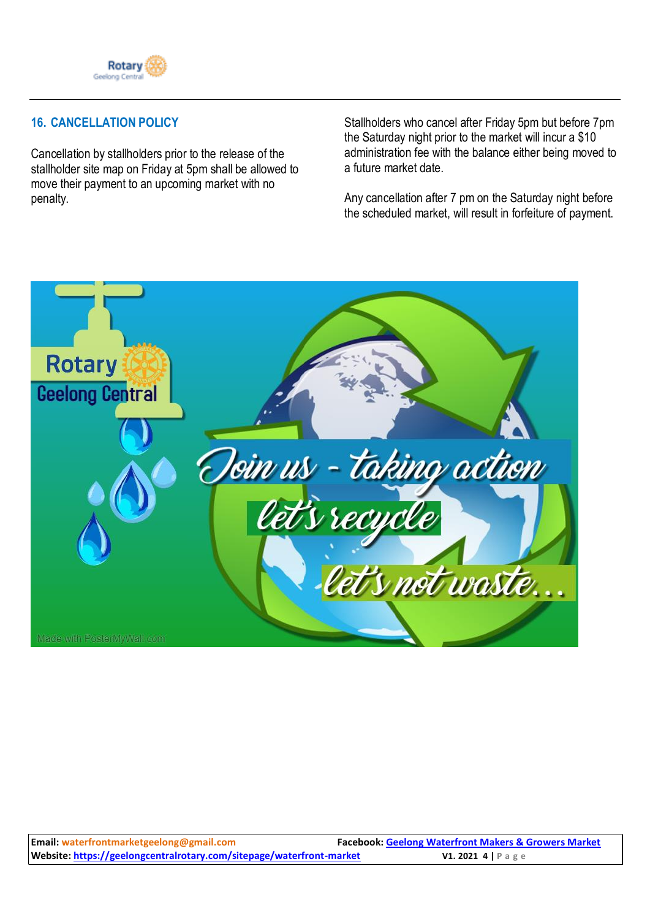## 16. CANCELLATION POLICY

Cancellation by stallholders prior to the release of the stallholder site map on Friday at 5pm shall be allowed to move their payment to an upcoming market with no penalty.

Stallholders who cancel after Friday 5pm but before 7pm the Saturday night prior to the market will incur a $10 administration fee with the balance either being moved to a future market date.

Any cancellation after 7 pm on the Saturday night before the scheduled market, will result in forfeiture of payment.